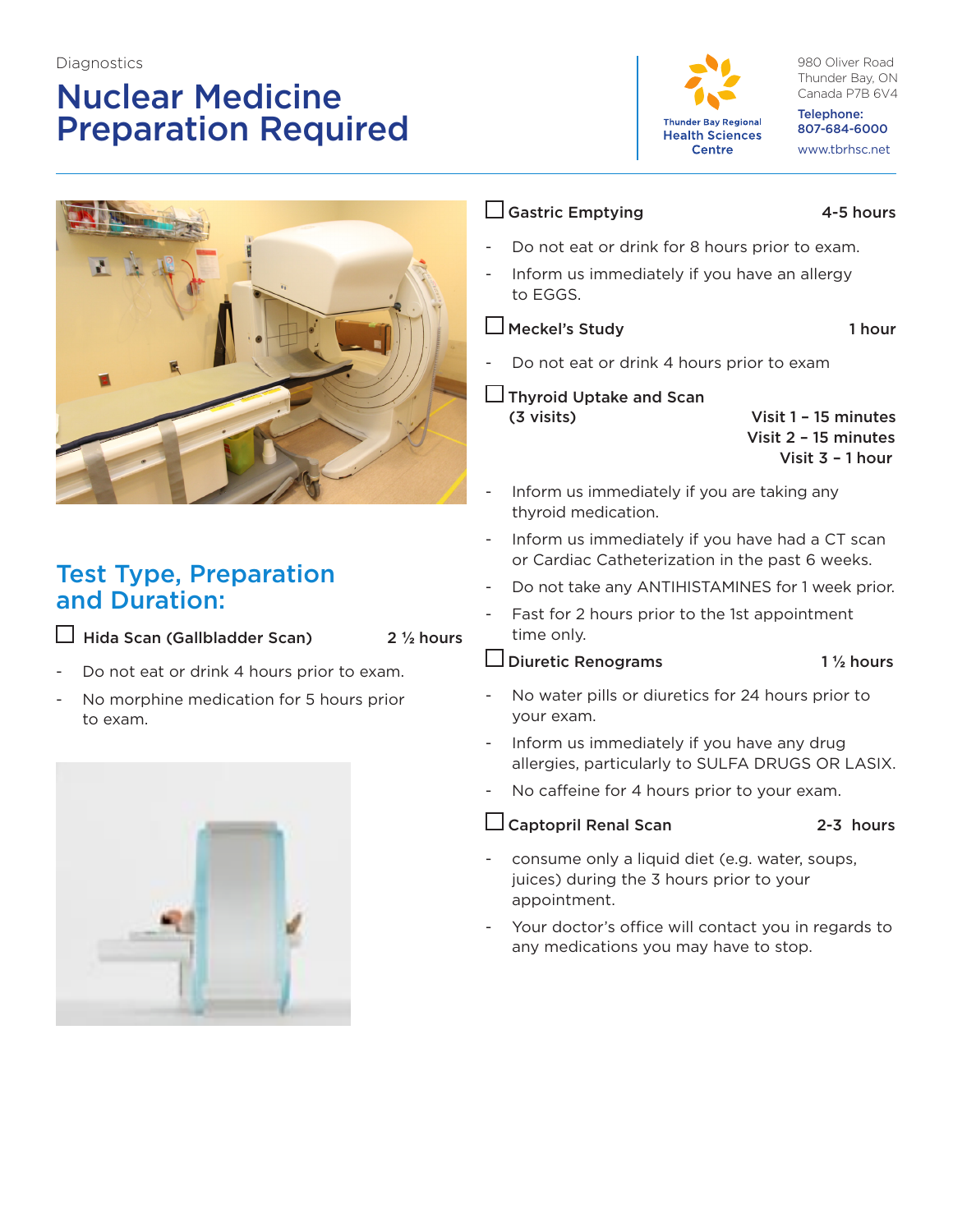Diagnostics

# Nuclear Medicine Preparation Required

Thunder Bay Regional Health Sciences Centre

980 Oliver Road
Thunder Bay, ON
Canada P7B 6V4

Telephone:
807-684-6000

www.tbrhsc.net

## Test Type, Preparation and Duration:

☐ **Hida Scan (Gallbladder Scan)** **2 ½ hours**

- Do not eat or drink 4 hours prior to exam.
- No morphine medication for 5 hours prior to exam.

☐ **Gastric Emptying** **4-5 hours**

- Do not eat or drink for 8 hours prior to exam.
- Inform us immediately if you have an allergy to EGGS.

☐ **Meckel's Study** **1 hour**

- Do not eat or drink 4 hours prior to exam

☐ **Thyroid Uptake and Scan (3 visits)**
**Visit 1 – 15 minutes**
**Visit 2 – 15 minutes**
**Visit 3 – 1 hour**

- Inform us immediately if you are taking any thyroid medication.
- Inform us immediately if you have had a CT scan or Cardiac Catheterization in the past 6 weeks.
- Do not take any ANTIHISTAMINES for 1 week prior.
- Fast for 2 hours prior to the 1st appointment time only.

☐ **Diuretic Renograms** **1 ½ hours**

- No water pills or diuretics for 24 hours prior to your exam.
- Inform us immediately if you have any drug allergies, particularly to SULFA DRUGS OR LASIX.
- No caffeine for 4 hours prior to your exam.

☐ **Captopril Renal Scan** **2-3 hours**

- consume only a liquid diet (e.g. water, soups, juices) during the 3 hours prior to your appointment.
- Your doctor's office will contact you in regards to any medications you may have to stop.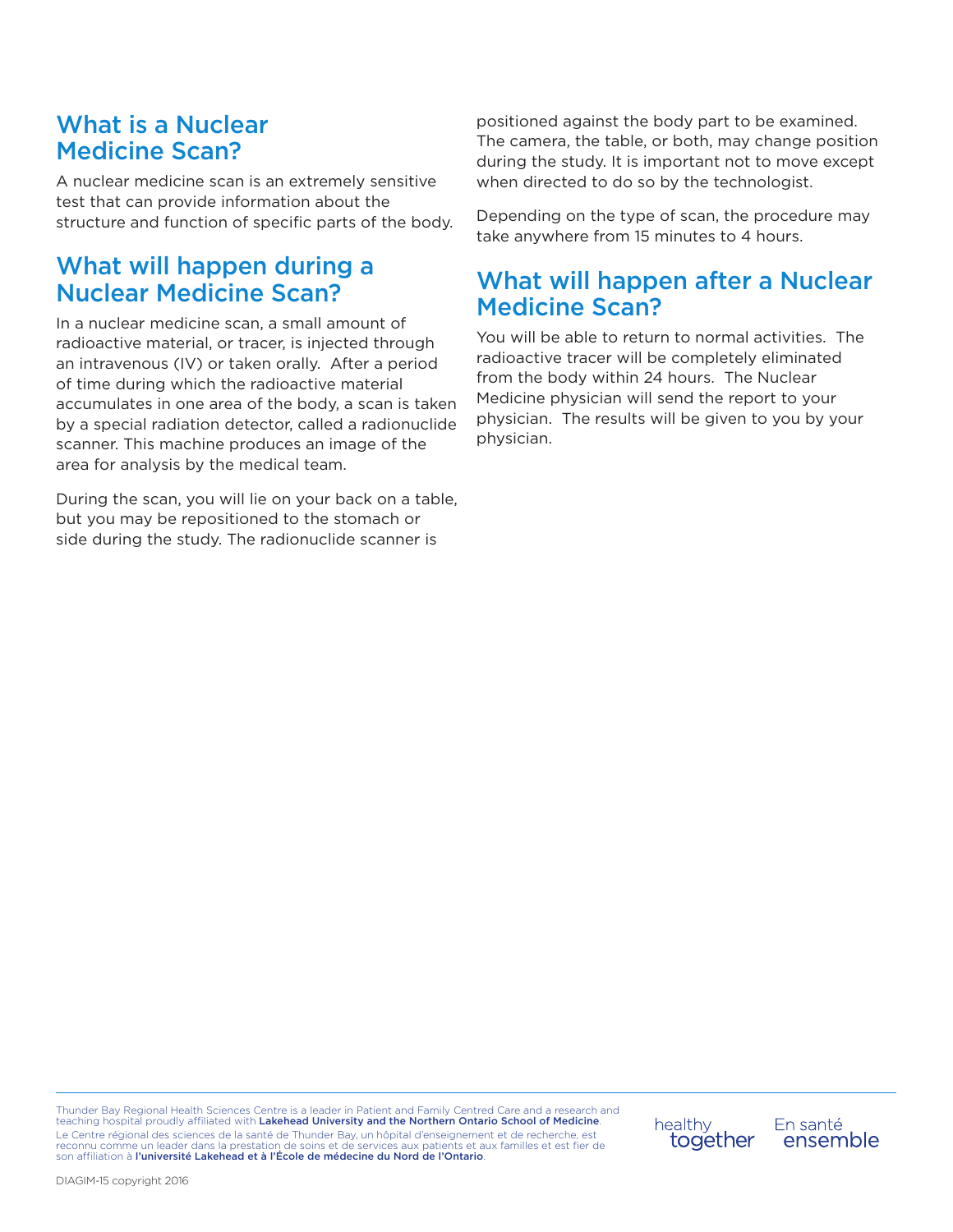## What is a Nuclear Medicine Scan?

A nuclear medicine scan is an extremely sensitive test that can provide information about the structure and function of specific parts of the body.

## What will happen during a Nuclear Medicine Scan?

In a nuclear medicine scan, a small amount of radioactive material, or tracer, is injected through an intravenous (IV) or taken orally. After a period of time during which the radioactive material accumulates in one area of the body, a scan is taken by a special radiation detector, called a radionuclide scanner. This machine produces an image of the area for analysis by the medical team.

During the scan, you will lie on your back on a table, but you may be repositioned to the stomach or side during the study. The radionuclide scanner is positioned against the body part to be examined. The camera, the table, or both, may change position during the study. It is important not to move except when directed to do so by the technologist.

Depending on the type of scan, the procedure may take anywhere from 15 minutes to 4 hours.

## What will happen after a Nuclear Medicine Scan?

You will be able to return to normal activities. The radioactive tracer will be completely eliminated from the body within 24 hours. The Nuclear Medicine physician will send the report to your physician. The results will be given to you by your physician.

Thunder Bay Regional Health Sciences Centre is a leader in Patient and Family Centred Care and a research and teaching hospital proudly affiliated with **Lakehead University and the Northern Ontario School of Medicine**.
Le Centre régional des sciences de la santé de Thunder Bay, un hôpital d'enseignement et de recherche, est reconnu comme un leader dans la prestation de soins et de services aux patients et aux familles et est fier de son affiliation à **l'université Lakehead et à l'École de médecine du Nord de l'Ontario**.

healthy together En santé ensemble

DIAGIM-15 copyright 2016